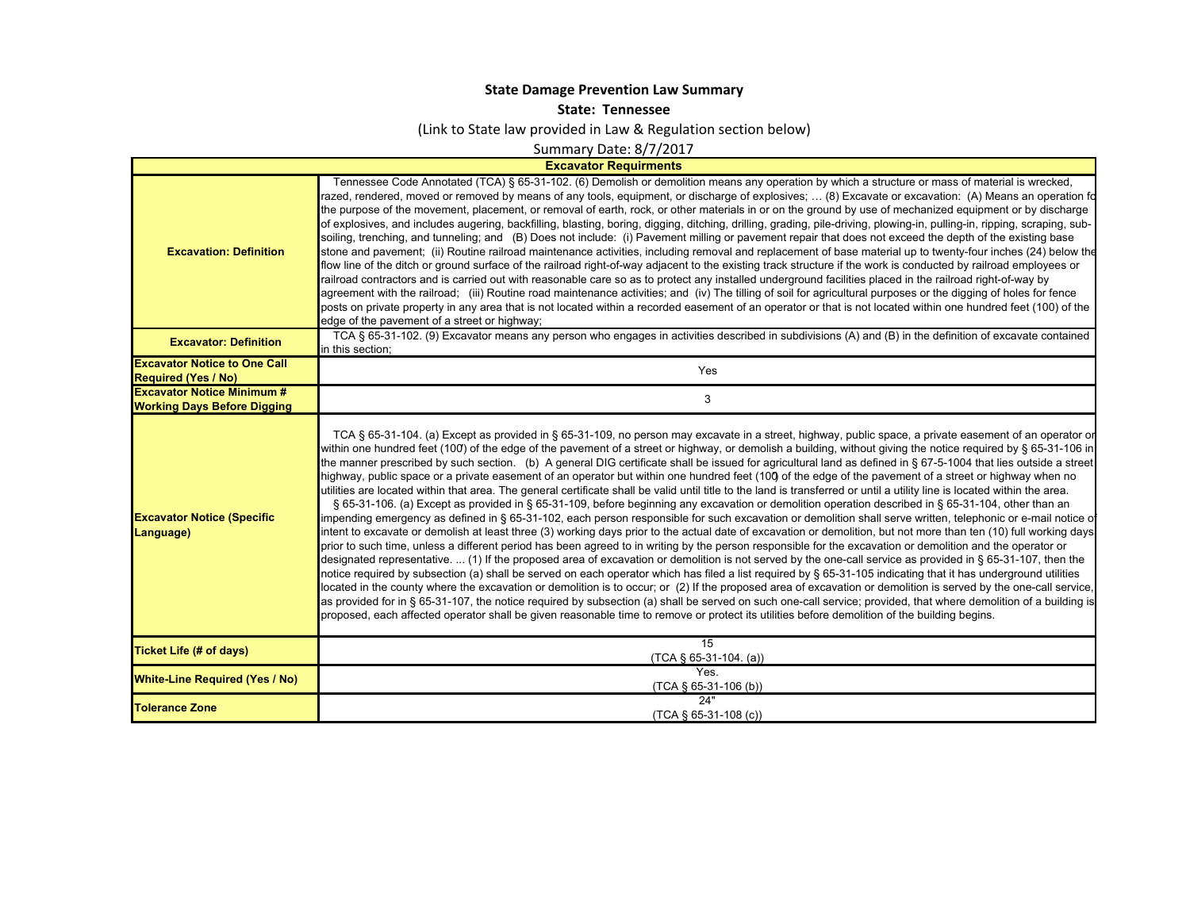**State Damage Prevention Law Summary**

**State: Tennessee**

(Link to State law provided in Law & Regulation section below)

Summary Date: 8/7/2017

| **Excavator Requirments** | |
|---|---|
| **Excavation: Definition** | Tennessee Code Annotated (TCA) § 65-31-102. (6) Demolish or demolition means any operation by which a structure or mass of material is wrecked, razed, rendered, moved or removed by means of any tools, equipment, or discharge of explosives; … (8) Excavate or excavation: (A) Means an operation fo the purpose of the movement, placement, or removal of earth, rock, or other materials in or on the ground by use of mechanized equipment or by discharge of explosives, and includes augering, backfilling, blasting, boring, digging, ditching, drilling, grading, pile-driving, plowing-in, pulling-in, ripping, scraping, sub-soiling, trenching, and tunneling; and (B) Does not include: (i) Pavement milling or pavement repair that does not exceed the depth of the existing base stone and pavement; (ii) Routine railroad maintenance activities, including removal and replacement of base material up to twenty-four inches (24) below the flow line of the ditch or ground surface of the railroad right-of-way adjacent to the existing track structure if the work is conducted by railroad employees or railroad contractors and is carried out with reasonable care so as to protect any installed underground facilities placed in the railroad right-of-way by agreement with the railroad; (iii) Routine road maintenance activities; and (iv) The tilling of soil for agricultural purposes or the digging of holes for fence posts on private property in any area that is not located within a recorded easement of an operator or that is not located within one hundred feet (100) of the edge of the pavement of a street or highway; |
| **Excavator: Definition** | TCA § 65-31-102. (9) Excavator means any person who engages in activities described in subdivisions (A) and (B) in the definition of excavate contained in this section; |
| **Excavator Notice to One Call Required (Yes / No)** | Yes |
| **Excavator Notice Minimum # Working Days Before Digging** | 3 |
| **Excavator Notice (Specific Language)** | TCA § 65-31-104. (a) Except as provided in § 65-31-109, no person may excavate in a street, highway, public space, a private easement of an operator or within one hundred feet (100') of the edge of the pavement of a street or highway, or demolish a building, without giving the notice required by § 65-31-106 in the manner prescribed by such section. (b) A general DIG certificate shall be issued for agricultural land as defined in § 67-5-1004 that lies outside a street, highway, public space or a private easement of an operator but within one hundred feet (100') of the edge of the pavement of a street or highway when no utilities are located within that area. The general certificate shall be valid until title to the land is transferred or until a utility line is located within the area. § 65-31-106. (a) Except as provided in § 65-31-109, before beginning any excavation or demolition operation described in § 65-31-104, other than an impending emergency as defined in § 65-31-102, each person responsible for such excavation or demolition shall serve written, telephonic or e-mail notice of intent to excavate or demolish at least three (3) working days prior to the actual date of excavation or demolition, but not more than ten (10) full working days prior to such time, unless a different period has been agreed to in writing by the person responsible for the excavation or demolition and the operator or designated representative. ... (1) If the proposed area of excavation or demolition is not served by the one-call service as provided in § 65-31-107, then the notice required by subsection (a) shall be served on each operator which has filed a list required by § 65-31-105 indicating that it has underground utilities located in the county where the excavation or demolition is to occur; or (2) If the proposed area of excavation or demolition is served by the one-call service, as provided for in § 65-31-107, the notice required by subsection (a) shall be served on such one-call service; provided, that where demolition of a building is proposed, each affected operator shall be given reasonable time to remove or protect its utilities before demolition of the building begins. |
| **Ticket Life (# of days)** | 15 (TCA § 65-31-104. (a)) |
| **White-Line Required (Yes / No)** | Yes. (TCA § 65-31-106 (b)) |
| **Tolerance Zone** | 24" (TCA § 65-31-108 (c)) |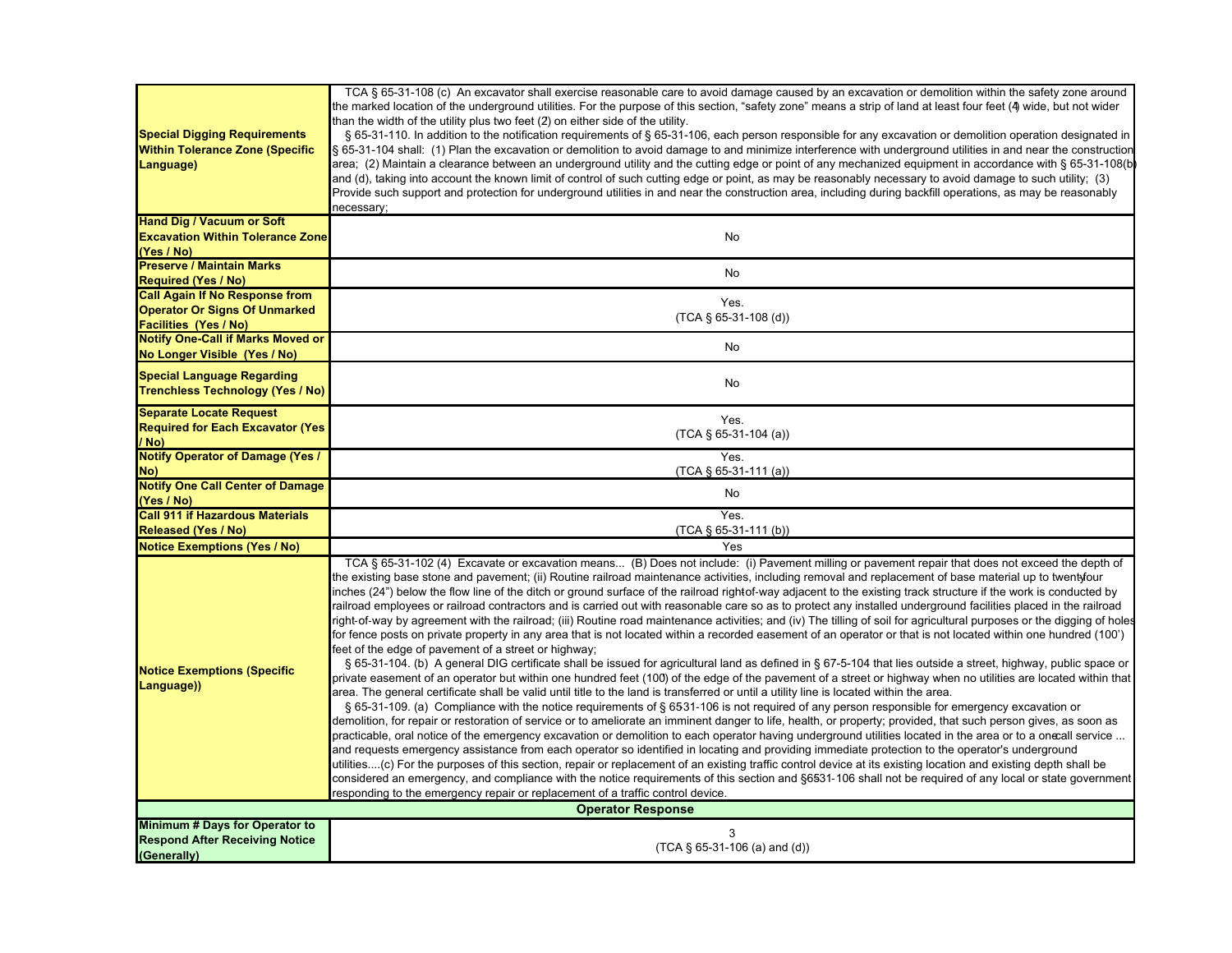| | |
|---|---|
| **Special Digging Requirements Within Tolerance Zone (Specific Language)** | TCA § 65-31-108 (c) An excavator shall exercise reasonable care to avoid damage caused by an excavation or demolition within the safety zone around the marked location of the underground utilities. For the purpose of this section, "safety zone" means a strip of land at least four feet (4) wide, but not wider than the width of the utility plus two feet (2) on either side of the utility. § 65-31-110. In addition to the notification requirements of § 65-31-106, each person responsible for any excavation or demolition operation designated in § 65-31-104 shall: (1) Plan the excavation or demolition to avoid damage to and minimize interference with underground utilities in and near the construction area; (2) Maintain a clearance between an underground utility and the cutting edge or point of any mechanized equipment in accordance with § 65-31-108(b) and (d), taking into account the known limit of control of such cutting edge or point, as may be reasonably necessary to avoid damage to such utility; (3) Provide such support and protection for underground utilities in and near the construction area, including during backfill operations, as may be reasonably necessary; |
| **Hand Dig / Vacuum or Soft Excavation Within Tolerance Zone (Yes / No)** | No |
| **Preserve / Maintain Marks Required (Yes / No)** | No |
| **Call Again If No Response from Operator Or Signs Of Unmarked Facilities (Yes / No)** | Yes. (TCA § 65-31-108 (d)) |
| **Notify One-Call if Marks Moved or No Longer Visible (Yes / No)** | No |
| **Special Language Regarding Trenchless Technology (Yes / No)** | No |
| **Separate Locate Request Required for Each Excavator (Yes / No)** | Yes. (TCA § 65-31-104 (a)) |
| **Notify Operator of Damage (Yes / No)** | Yes. (TCA § 65-31-111 (a)) |
| **Notify One Call Center of Damage (Yes / No)** | No |
| **Call 911 if Hazardous Materials Released (Yes / No)** | Yes. (TCA § 65-31-111 (b)) |
| **Notice Exemptions (Yes / No)** | Yes |
| **Notice Exemptions (Specific Language))** | TCA § 65-31-102 (4) Excavate or excavation means... (B) Does not include: (i) Pavement milling or pavement repair that does not exceed the depth of the existing base stone and pavement; (ii) Routine railroad maintenance activities, including removal and replacement of base material up to twentyfour inches (24") below the flow line of the ditch or ground surface of the railroad right-of-way adjacent to the existing track structure if the work is conducted by railroad employees or railroad contractors and is carried out with reasonable care so as to protect any installed underground facilities placed in the railroad right-of-way by agreement with the railroad; (iii) Routine road maintenance activities; and (iv) The tilling of soil for agricultural purposes or the digging of holes for fence posts on private property in any area that is not located within a recorded easement of an operator or that is not located within one hundred (100') feet of the edge of pavement of a street or highway; § 65-31-104. (b) A general DIG certificate shall be issued for agricultural land as defined in § 67-5-104 that lies outside a street, highway, public space or private easement of an operator but within one hundred feet (100) of the edge of the pavement of a street or highway when no utilities are located within that area. The general certificate shall be valid until title to the land is transferred or until a utility line is located within the area. § 65-31-109. (a) Compliance with the notice requirements of § 65-31-106 is not required of any person responsible for emergency excavation or demolition, for repair or restoration of service or to ameliorate an imminent danger to life, health, or property; provided, that such person gives, as soon as practicable, oral notice of the emergency excavation or demolition to each operator having underground utilities located in the area or to a onecall service ... and requests emergency assistance from each operator so identified in locating and providing immediate protection to the operator's underground utilities....(c) For the purposes of this section, repair or replacement of an existing traffic control device at its existing location and existing depth shall be considered an emergency, and compliance with the notice requirements of this section and §65-31-106 shall not be required of any local or state government responding to the emergency repair or replacement of a traffic control device. |
| **Operator Response** | |
| **Minimum # Days for Operator to Respond After Receiving Notice (Generally)** | 3 (TCA § 65-31-106 (a) and (d)) |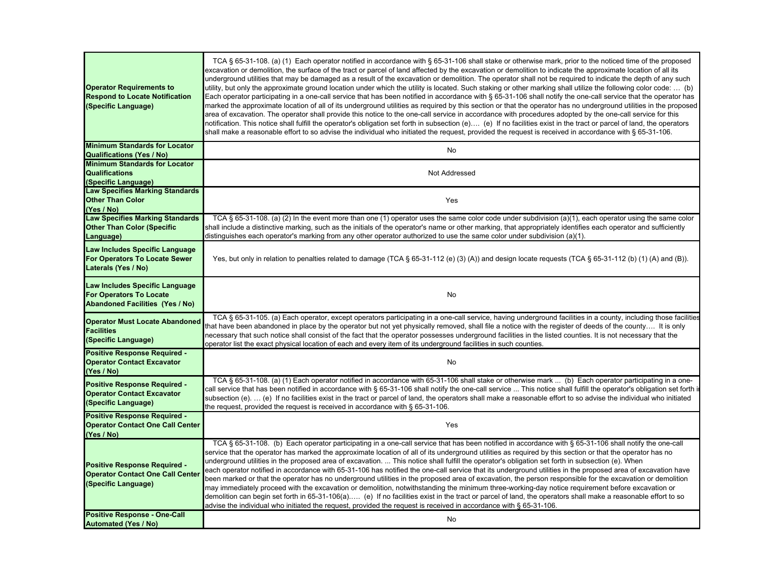| | |
|---|---|
| **Operator Requirements to Respond to Locate Notification (Specific Language)** | TCA § 65-31-108. (a) (1) Each operator notified in accordance with § 65-31-106 shall stake or otherwise mark, prior to the noticed time of the proposed excavation or demolition, the surface of the tract or parcel of land affected by the excavation or demolition to indicate the approximate location of all its underground utilities that may be damaged as a result of the excavation or demolition. The operator shall not be required to indicate the depth of any such utility, but only the approximate ground location under which the utility is located. Such staking or other marking shall utilize the following color code: … (b) Each operator participating in a one-call service that has been notified in accordance with § 65-31-106 shall notify the one-call service that the operator has marked the approximate location of all of its underground utilities as required by this section or that the operator has no underground utilities in the proposed area of excavation. The operator shall provide this notice to the one-call service in accordance with procedures adopted by the one-call service for this notification. This notice shall fulfill the operator's obligation set forth in subsection (e)…. (e) If no facilities exist in the tract or parcel of land, the operators shall make a reasonable effort to so advise the individual who initiated the request, provided the request is received in accordance with § 65-31-106. |
| **Minimum Standards for Locator Qualifications (Yes / No)** | No |
| **Minimum Standards for Locator Qualifications (Specific Language)** | Not Addressed |
| **Law Specifies Marking Standards Other Than Color (Yes / No)** | Yes |
| **Law Specifies Marking Standards Other Than Color (Specific Language)** | TCA § 65-31-108. (a) (2) In the event more than one (1) operator uses the same color code under subdivision (a)(1), each operator using the same color shall include a distinctive marking, such as the initials of the operator's name or other marking, that appropriately identifies each operator and sufficiently distinguishes each operator's marking from any other operator authorized to use the same color under subdivision (a)(1). |
| **Law Includes Specific Language For Operators To Locate Sewer Laterals (Yes / No)** | Yes, but only in relation to penalties related to damage (TCA § 65-31-112 (e) (3) (A)) and design locate requests (TCA § 65-31-112 (b) (1) (A) and (B)). |
| **Law Includes Specific Language For Operators To Locate Abandoned Facilities (Yes / No)** | No |
| **Operator Must Locate Abandoned Facilities (Specific Language)** | TCA § 65-31-105. (a) Each operator, except operators participating in a one-call service, having underground facilities in a county, including those facilities that have been abandoned in place by the operator but not yet physically removed, shall file a notice with the register of deeds of the county…. It is only necessary that such notice shall consist of the fact that the operator possesses underground facilities in the listed counties. It is not necessary that the operator list the exact physical location of each and every item of its underground facilities in such counties. |
| **Positive Response Required - Operator Contact Excavator (Yes / No)** | No |
| **Positive Response Required - Operator Contact Excavator (Specific Language)** | TCA § 65-31-108. (a) (1) Each operator notified in accordance with 65-31-106 shall stake or otherwise mark ... (b) Each operator participating in a one-call service that has been notified in accordance with § 65-31-106 shall notify the one-call service ... This notice shall fulfill the operator's obligation set forth in subsection (e). … (e) If no facilities exist in the tract or parcel of land, the operators shall make a reasonable effort to so advise the individual who initiated the request, provided the request is received in accordance with § 65-31-106. |
| **Positive Response Required - Operator Contact One Call Center (Yes / No)** | Yes |
| **Positive Response Required - Operator Contact One Call Center (Specific Language)** | TCA § 65-31-108. (b) Each operator participating in a one-call service that has been notified in accordance with § 65-31-106 shall notify the one-call service that the operator has marked the approximate location of all of its underground utilities as required by this section or that the operator has no underground utilities in the proposed area of excavation. ... This notice shall fulfill the operator's obligation set forth in subsection (e). When each operator notified in accordance with 65-31-106 has notified the one-call service that its underground utilities in the proposed area of excavation have been marked or that the operator has no underground utilities in the proposed area of excavation, the person responsible for the excavation or demolition may immediately proceed with the excavation or demolition, notwithstanding the minimum three-working-day notice requirement before excavation or demolition can begin set forth in 65-31-106(a)….. (e) If no facilities exist in the tract or parcel of land, the operators shall make a reasonable effort to so advise the individual who initiated the request, provided the request is received in accordance with § 65-31-106. |
| **Positive Response - One-Call Automated (Yes / No)** | No |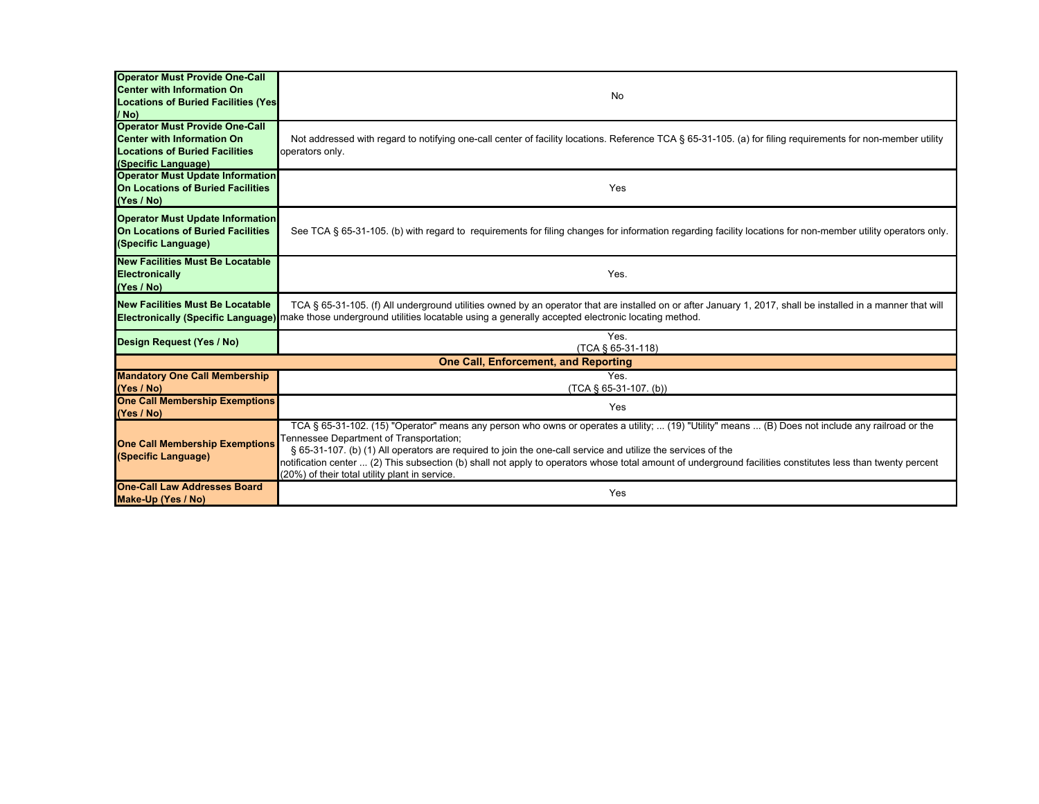| | |
|---|---|
| **Operator Must Provide One-Call Center with Information On Locations of Buried Facilities (Yes / No)** | No |
| **Operator Must Provide One-Call Center with Information On Locations of Buried Facilities (Specific Language)** | Not addressed with regard to notifying one-call center of facility locations. Reference TCA § 65-31-105. (a) for filing requirements for non-member utility operators only. |
| **Operator Must Update Information On Locations of Buried Facilities (Yes / No)** | Yes |
| **Operator Must Update Information On Locations of Buried Facilities (Specific Language)** | See TCA § 65-31-105. (b) with regard to requirements for filing changes for information regarding facility locations for non-member utility operators only. |
| **New Facilities Must Be Locatable Electronically (Yes / No)** | Yes. |
| **New Facilities Must Be Locatable Electronically (Specific Language)** | TCA § 65-31-105. (f) All underground utilities owned by an operator that are installed on or after January 1, 2017, shall be installed in a manner that will make those underground utilities locatable using a generally accepted electronic locating method. |
| **Design Request (Yes / No)** | Yes. (TCA § 65-31-118) |
| **One Call, Enforcement, and Reporting** | |
| **Mandatory One Call Membership (Yes / No)** | Yes. (TCA § 65-31-107. (b)) |
| **One Call Membership Exemptions (Yes / No)** | Yes |
| **One Call Membership Exemptions (Specific Language)** | TCA § 65-31-102. (15) "Operator" means any person who owns or operates a utility; ... (19) "Utility" means ... (B) Does not include any railroad or the Tennessee Department of Transportation; § 65-31-107. (b) (1) All operators are required to join the one-call service and utilize the services of the notification center ... (2) This subsection (b) shall not apply to operators whose total amount of underground facilities constitutes less than twenty percent (20%) of their total utility plant in service. |
| **One-Call Law Addresses Board Make-Up (Yes / No)** | Yes |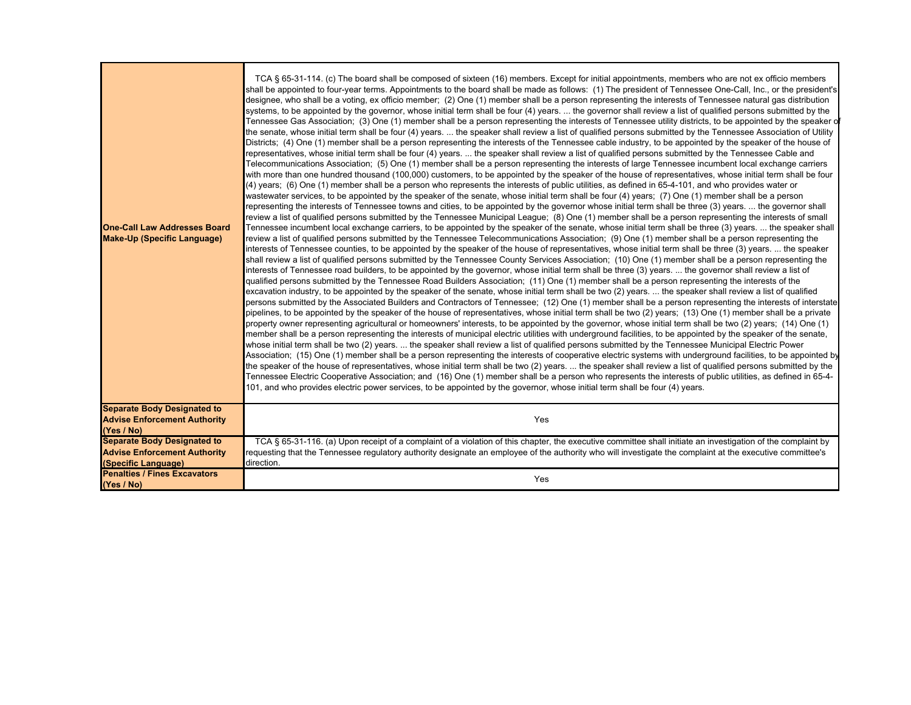| | |
|---|---|
| **One-Call Law Addresses Board Make-Up (Specific Language)** | TCA § 65-31-114. (c) The board shall be composed of sixteen (16) members. Except for initial appointments, members who are not ex officio members shall be appointed to four-year terms. Appointments to the board shall be made as follows: (1) The president of Tennessee One-Call, Inc., or the president's designee, who shall be a voting, ex officio member; (2) One (1) member shall be a person representing the interests of Tennessee natural gas distribution systems, to be appointed by the governor, whose initial term shall be four (4) years. ... the governor shall review a list of qualified persons submitted by the Tennessee Gas Association; (3) One (1) member shall be a person representing the interests of Tennessee utility districts, to be appointed by the speaker of the senate, whose initial term shall be four (4) years. ... the speaker shall review a list of qualified persons submitted by the Tennessee Association of Utility Districts; (4) One (1) member shall be a person representing the interests of the Tennessee cable industry, to be appointed by the speaker of the house of representatives, whose initial term shall be four (4) years. ... the speaker shall review a list of qualified persons submitted by the Tennessee Cable and Telecommunications Association; (5) One (1) member shall be a person representing the interests of large Tennessee incumbent local exchange carriers with more than one hundred thousand (100,000) customers, to be appointed by the speaker of the house of representatives, whose initial term shall be four (4) years; (6) One (1) member shall be a person who represents the interests of public utilities, as defined in 65-4-101, and who provides water or wastewater services, to be appointed by the speaker of the senate, whose initial term shall be four (4) years; (7) One (1) member shall be a person representing the interests of Tennessee towns and cities, to be appointed by the governor whose initial term shall be three (3) years. ... the governor shall review a list of qualified persons submitted by the Tennessee Municipal League; (8) One (1) member shall be a person representing the interests of small Tennessee incumbent local exchange carriers, to be appointed by the speaker of the senate, whose initial term shall be three (3) years. ... the speaker shall review a list of qualified persons submitted by the Tennessee Telecommunications Association; (9) One (1) member shall be a person representing the interests of Tennessee counties, to be appointed by the speaker of the house of representatives, whose initial term shall be three (3) years. ... the speaker shall review a list of qualified persons submitted by the Tennessee County Services Association; (10) One (1) member shall be a person representing the interests of Tennessee road builders, to be appointed by the governor, whose initial term shall be three (3) years. ... the governor shall review a list of qualified persons submitted by the Tennessee Road Builders Association; (11) One (1) member shall be a person representing the interests of the excavation industry, to be appointed by the speaker of the senate, whose initial term shall be two (2) years. ... the speaker shall review a list of qualified persons submitted by the Associated Builders and Contractors of Tennessee; (12) One (1) member shall be a person representing the interests of interstate pipelines, to be appointed by the speaker of the house of representatives, whose initial term shall be two (2) years; (13) One (1) member shall be a private property owner representing agricultural or homeowners' interests, to be appointed by the governor, whose initial term shall be two (2) years; (14) One (1) member shall be a person representing the interests of municipal electric utilities with underground facilities, to be appointed by the speaker of the senate, whose initial term shall be two (2) years. ... the speaker shall review a list of qualified persons submitted by the Tennessee Municipal Electric Power Association; (15) One (1) member shall be a person representing the interests of cooperative electric systems with underground facilities, to be appointed by the speaker of the house of representatives, whose initial term shall be two (2) years. ... the speaker shall review a list of qualified persons submitted by the Tennessee Electric Cooperative Association; and (16) One (1) member shall be a person who represents the interests of public utilities, as defined in 65-4-101, and who provides electric power services, to be appointed by the governor, whose initial term shall be four (4) years. |
| **Separate Body Designated to Advise Enforcement Authority (Yes / No)** | Yes |
| **Separate Body Designated to Advise Enforcement Authority (Specific Language)** | TCA § 65-31-116. (a) Upon receipt of a complaint of a violation of this chapter, the executive committee shall initiate an investigation of the complaint by requesting that the Tennessee regulatory authority designate an employee of the authority who will investigate the complaint at the executive committee's direction. |
| **Penalties / Fines Excavators (Yes / No)** | Yes |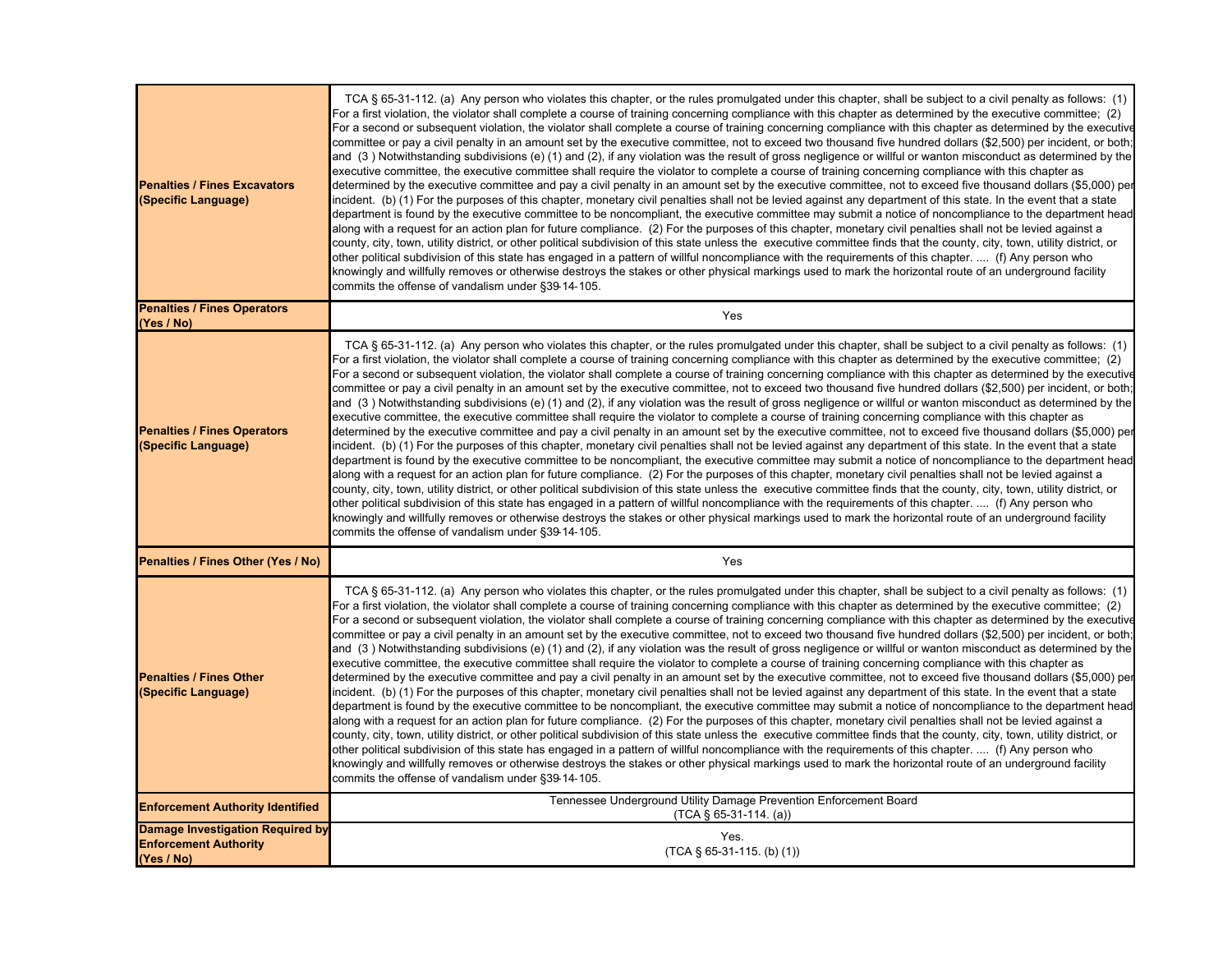| | |
|---|---|
| **Penalties / Fines Excavators (Specific Language)** | TCA § 65-31-112. (a) Any person who violates this chapter, or the rules promulgated under this chapter, shall be subject to a civil penalty as follows: (1) For a first violation, the violator shall complete a course of training concerning compliance with this chapter as determined by the executive committee; (2) For a second or subsequent violation, the violator shall complete a course of training concerning compliance with this chapter as determined by the executive committee or pay a civil penalty in an amount set by the executive committee, not to exceed two thousand five hundred dollars ($2,500) per incident, or both; and (3 ) Notwithstanding subdivisions (e) (1) and (2), if any violation was the result of gross negligence or willful or wanton misconduct as determined by the executive committee, the executive committee shall require the violator to complete a course of training concerning compliance with this chapter as determined by the executive committee and pay a civil penalty in an amount set by the executive committee, not to exceed five thousand dollars ($5,000) per incident. (b) (1) For the purposes of this chapter, monetary civil penalties shall not be levied against any department of this state. In the event that a state department is found by the executive committee to be noncompliant, the executive committee may submit a notice of noncompliance to the department head along with a request for an action plan for future compliance. (2) For the purposes of this chapter, monetary civil penalties shall not be levied against a county, city, town, utility district, or other political subdivision of this state unless the executive committee finds that the county, city, town, utility district, or other political subdivision of this state has engaged in a pattern of willful noncompliance with the requirements of this chapter. .... (f) Any person who knowingly and willfully removes or otherwise destroys the stakes or other physical markings used to mark the horizontal route of an underground facility commits the offense of vandalism under §39-14-105. |
| **Penalties / Fines Operators (Yes / No)** | Yes |
| **Penalties / Fines Operators (Specific Language)** | TCA § 65-31-112. (a) Any person who violates this chapter, or the rules promulgated under this chapter, shall be subject to a civil penalty as follows: (1) For a first violation, the violator shall complete a course of training concerning compliance with this chapter as determined by the executive committee; (2) For a second or subsequent violation, the violator shall complete a course of training concerning compliance with this chapter as determined by the executive committee or pay a civil penalty in an amount set by the executive committee, not to exceed two thousand five hundred dollars ($2,500) per incident, or both; and (3 ) Notwithstanding subdivisions (e) (1) and (2), if any violation was the result of gross negligence or willful or wanton misconduct as determined by the executive committee, the executive committee shall require the violator to complete a course of training concerning compliance with this chapter as determined by the executive committee and pay a civil penalty in an amount set by the executive committee, not to exceed five thousand dollars ($5,000) per incident. (b) (1) For the purposes of this chapter, monetary civil penalties shall not be levied against any department of this state. In the event that a state department is found by the executive committee to be noncompliant, the executive committee may submit a notice of noncompliance to the department head along with a request for an action plan for future compliance. (2) For the purposes of this chapter, monetary civil penalties shall not be levied against a county, city, town, utility district, or other political subdivision of this state unless the executive committee finds that the county, city, town, utility district, or other political subdivision of this state has engaged in a pattern of willful noncompliance with the requirements of this chapter. .... (f) Any person who knowingly and willfully removes or otherwise destroys the stakes or other physical markings used to mark the horizontal route of an underground facility commits the offense of vandalism under §39-14-105. |
| **Penalties / Fines Other (Yes / No)** | Yes |
| **Penalties / Fines Other (Specific Language)** | TCA § 65-31-112. (a) Any person who violates this chapter, or the rules promulgated under this chapter, shall be subject to a civil penalty as follows: (1) For a first violation, the violator shall complete a course of training concerning compliance with this chapter as determined by the executive committee; (2) For a second or subsequent violation, the violator shall complete a course of training concerning compliance with this chapter as determined by the executive committee or pay a civil penalty in an amount set by the executive committee, not to exceed two thousand five hundred dollars ($2,500) per incident, or both; and (3 ) Notwithstanding subdivisions (e) (1) and (2), if any violation was the result of gross negligence or willful or wanton misconduct as determined by the executive committee, the executive committee shall require the violator to complete a course of training concerning compliance with this chapter as determined by the executive committee and pay a civil penalty in an amount set by the executive committee, not to exceed five thousand dollars ($5,000) per incident. (b) (1) For the purposes of this chapter, monetary civil penalties shall not be levied against any department of this state. In the event that a state department is found by the executive committee to be noncompliant, the executive committee may submit a notice of noncompliance to the department head along with a request for an action plan for future compliance. (2) For the purposes of this chapter, monetary civil penalties shall not be levied against a county, city, town, utility district, or other political subdivision of this state unless the executive committee finds that the county, city, town, utility district, or other political subdivision of this state has engaged in a pattern of willful noncompliance with the requirements of this chapter. .... (f) Any person who knowingly and willfully removes or otherwise destroys the stakes or other physical markings used to mark the horizontal route of an underground facility commits the offense of vandalism under §39-14-105. |
| **Enforcement Authority Identified** | Tennessee Underground Utility Damage Prevention Enforcement Board (TCA § 65-31-114. (a)) |
| **Damage Investigation Required by Enforcement Authority (Yes / No)** | Yes. (TCA § 65-31-115. (b) (1)) |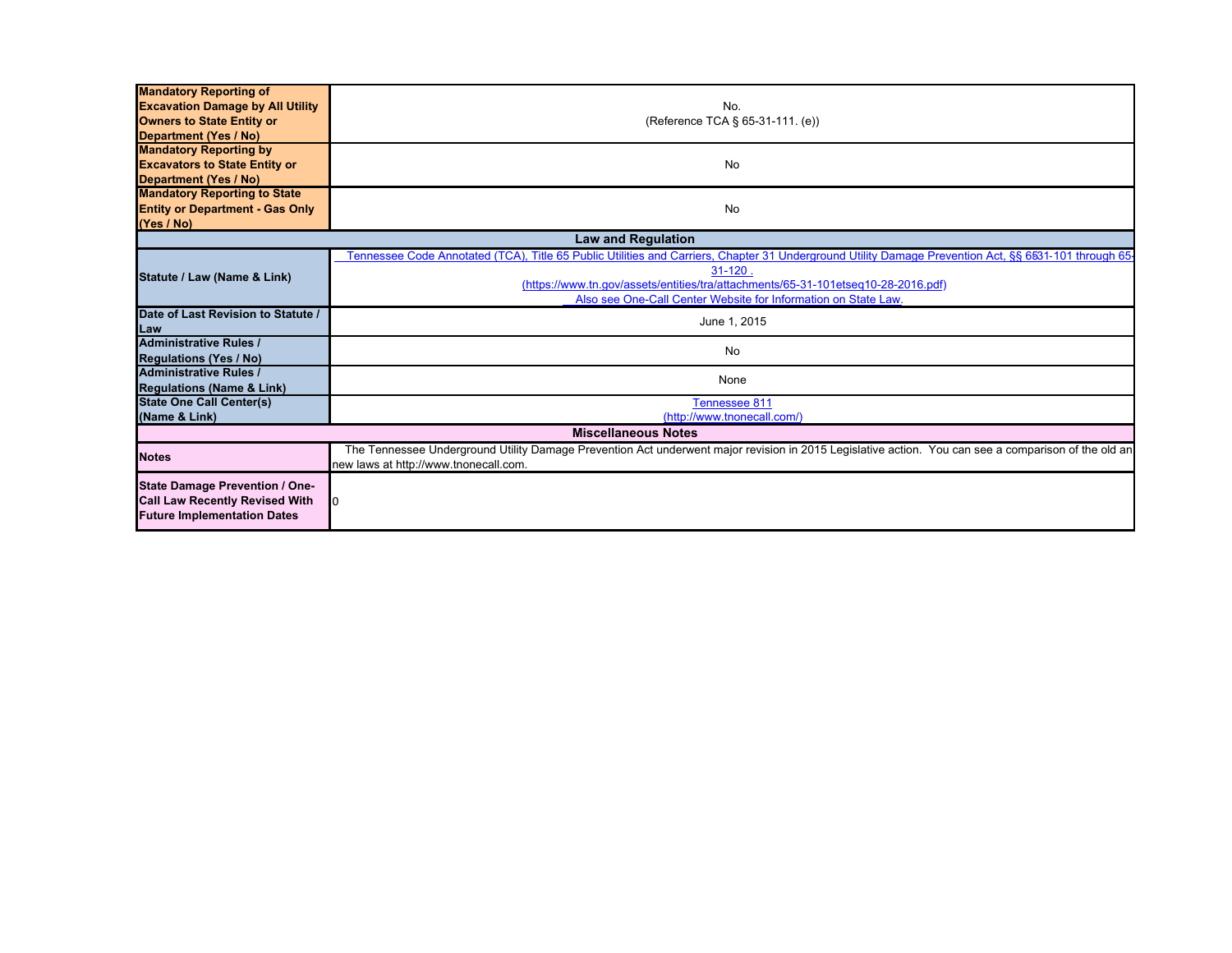| | |
|---|---|
| **Mandatory Reporting of Excavation Damage by All Utility Owners to State Entity or Department (Yes / No)** | No.<br>(Reference TCA § 65-31-111. (e)) |
| **Mandatory Reporting by Excavators to State Entity or Department (Yes / No)** | No |
| **Mandatory Reporting to State Entity or Department - Gas Only (Yes / No)** | No |
| **Law and Regulation** | |
| **Statute / Law (Name & Link)** | Tennessee Code Annotated (TCA), Title 65 Public Utilities and Carriers, Chapter 31 Underground Utility Damage Prevention Act, §§ 6531-101 through 65-31-120 .<br>(https://www.tn.gov/assets/entities/tra/attachments/65-31-101etseq10-28-2016.pdf)<br>Also see One-Call Center Website for Information on State Law. |
| **Date of Last Revision to Statute / Law** | June 1, 2015 |
| **Administrative Rules / Regulations (Yes / No)** | No |
| **Administrative Rules / Regulations (Name & Link)** | None |
| **State One Call Center(s) (Name & Link)** | Tennessee 811<br>(http://www.tnonecall.com/) |
| **Miscellaneous Notes** | |
| **Notes** | The Tennessee Underground Utility Damage Prevention Act underwent major revision in 2015 Legislative action. You can see a comparison of the old an new laws at http://www.tnonecall.com. |
| **State Damage Prevention / One-Call Law Recently Revised With Future Implementation Dates** | 0 |